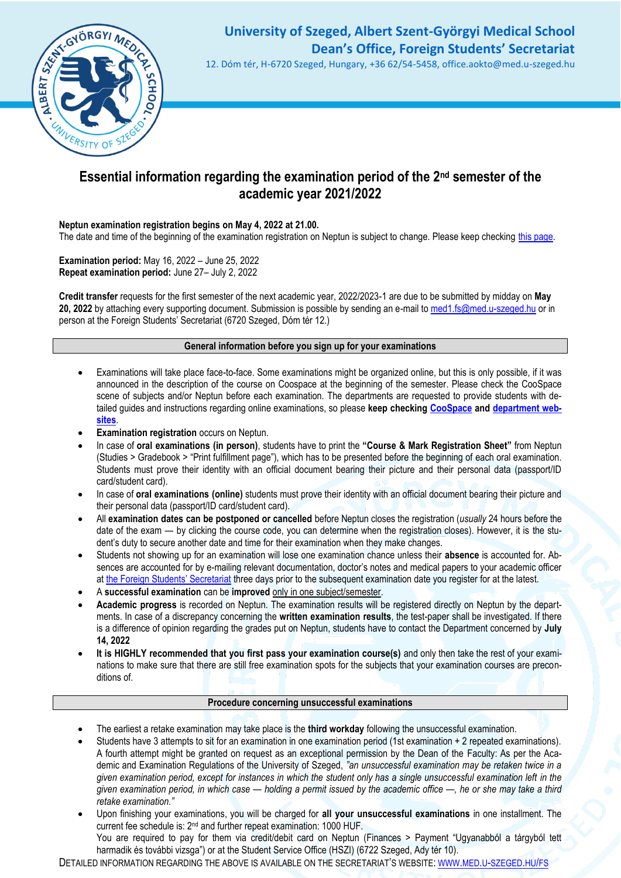**University of Szeged, Albert Szent-Györgyi Medical School**
**Dean's Office, Foreign Students' Secretariat**
12. Dóm tér, H-6720 Szeged, Hungary, +36 62/54-5458, office.aokto@med.u-szeged.hu

# Essential information regarding the examination period of the 2nd semester of the academic year 2021/2022

**Neptun examination registration begins on May 4, 2022 at 21.00.**
The date and time of the beginning of the examination registration on Neptun is subject to change. Please keep checking [this page](this page).

**Examination period:** May 16, 2022 – June 25, 2022
**Repeat examination period:** June 27– July 2, 2022

**Credit transfer** requests for the first semester of the next academic year, 2022/2023-1 are due to be submitted by midday on **May 20, 2022** by attaching every supporting document. Submission is possible by sending an e-mail to med1.fs@med.u-szeged.hu or in person at the Foreign Students' Secretariat (6720 Szeged, Dóm tér 12.)

## General information before you sign up for your examinations

- Examinations will take place face-to-face. Some examinations might be organized online, but this is only possible, if it was announced in the description of the course on Coospace at the beginning of the semester. Please check the CooSpace scene of subjects and/or Neptun before each examination. The departments are requested to provide students with detailed guides and instructions regarding online examinations, so please **keep checking CooSpace and department websites**.
- **Examination registration** occurs on Neptun.
- In case of **oral examinations (in person)**, students have to print the **"Course & Mark Registration Sheet"** from Neptun (Studies > Gradebook > "Print fulfillment page"), which has to be presented before the beginning of each oral examination. Students must prove their identity with an official document bearing their picture and their personal data (passport/ID card/student card).
- In case of **oral examinations (online)** students must prove their identity with an official document bearing their picture and their personal data (passport/ID card/student card).
- All **examination dates can be postponed or cancelled** before Neptun closes the registration (*usually* 24 hours before the date of the exam — by clicking the course code, you can determine when the registration closes). However, it is the student's duty to secure another date and time for their examination when they make changes.
- Students not showing up for an examination will lose one examination chance unless their **absence** is accounted for. Absences are accounted for by e-mailing relevant documentation, doctor's notes and medical papers to your academic officer at the Foreign Students' Secretariat three days prior to the subsequent examination date you register for at the latest.
- A **successful examination** can be **improved** only in one subject/semester.
- **Academic progress** is recorded on Neptun. The examination results will be registered directly on Neptun by the departments. In case of a discrepancy concerning the **written examination results**, the test-paper shall be investigated. If there is a difference of opinion regarding the grades put on Neptun, students have to contact the Department concerned by **July 14, 2022**
- **It is HIGHLY recommended that you first pass your examination course(s)** and only then take the rest of your examinations to make sure that there are still free examination spots for the subjects that your examination courses are preconditions of.

## Procedure concerning unsuccessful examinations

- The earliest a retake examination may take place is the **third workday** following the unsuccessful examination.
- Students have 3 attempts to sit for an examination in one examination period (1st examination + 2 repeated examinations). A fourth attempt might be granted on request as an exceptional permission by the Dean of the Faculty: As per the Academic and Examination Regulations of the University of Szeged, *"an unsuccessful examination may be retaken twice in a given examination period, except for instances in which the student only has a single unsuccessful examination left in the given examination period, in which case — holding a permit issued by the academic office —, he or she may take a third retake examination."*
- Upon finishing your examinations, you will be charged for **all your unsuccessful examinations** in one installment. The current fee schedule is: 2nd and further repeat examination: 1000 HUF.
  You are required to pay for them via credit/debit card on Neptun (Finances > Payment "Ugyanabból a tárgyból tett harmadik és további vizsga") or at the Student Service Office (HSZI) (6722 Szeged, Ady tér 10).

DETAILED INFORMATION REGARDING THE ABOVE IS AVAILABLE ON THE SECRETARIAT'S WEBSITE: WWW.MED.U-SZEGED.HU/FS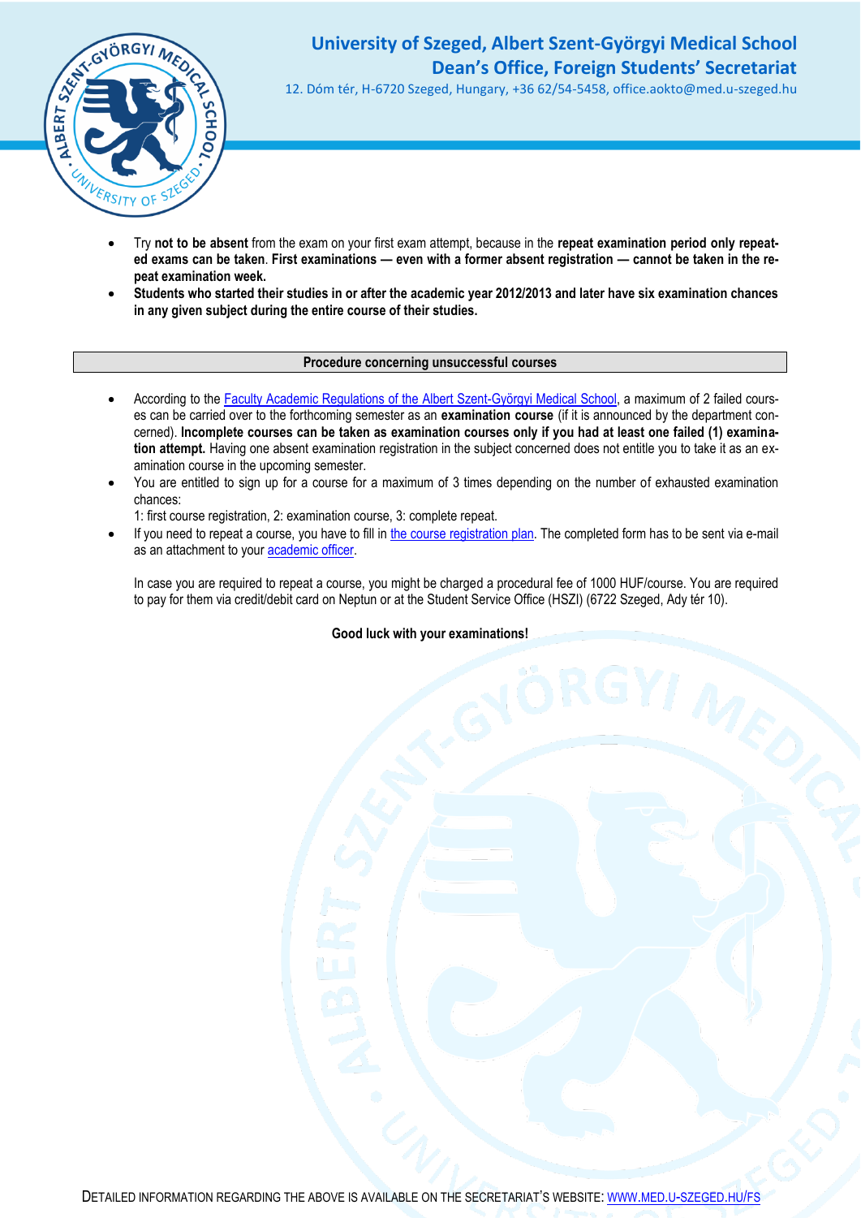- Try **not to be absent** from the exam on your first exam attempt, because in the **repeat examination period only repeated exams can be taken**. **First examinations — even with a former absent registration — cannot be taken in the repeat examination week.**
- **Students who started their studies in or after the academic year 2012/2013 and later have six examination chances in any given subject during the entire course of their studies.**

### Procedure concerning unsuccessful courses

- According to the Faculty Academic Regulations of the Albert Szent-Györgyi Medical School, a maximum of 2 failed courses can be carried over to the forthcoming semester as an **examination course** (if it is announced by the department concerned). **Incomplete courses can be taken as examination courses only if you had at least one failed (1) examination attempt.** Having one absent examination registration in the subject concerned does not entitle you to take it as an examination course in the upcoming semester.
- You are entitled to sign up for a course for a maximum of 3 times depending on the number of exhausted examination chances:
  1: first course registration, 2: examination course, 3: complete repeat.
- If you need to repeat a course, you have to fill in the course registration plan. The completed form has to be sent via e-mail as an attachment to your academic officer.

  In case you are required to repeat a course, you might be charged a procedural fee of 1000 HUF/course. You are required to pay for them via credit/debit card on Neptun or at the Student Service Office (HSZI) (6722 Szeged, Ady tér 10).

**Good luck with your examinations!**